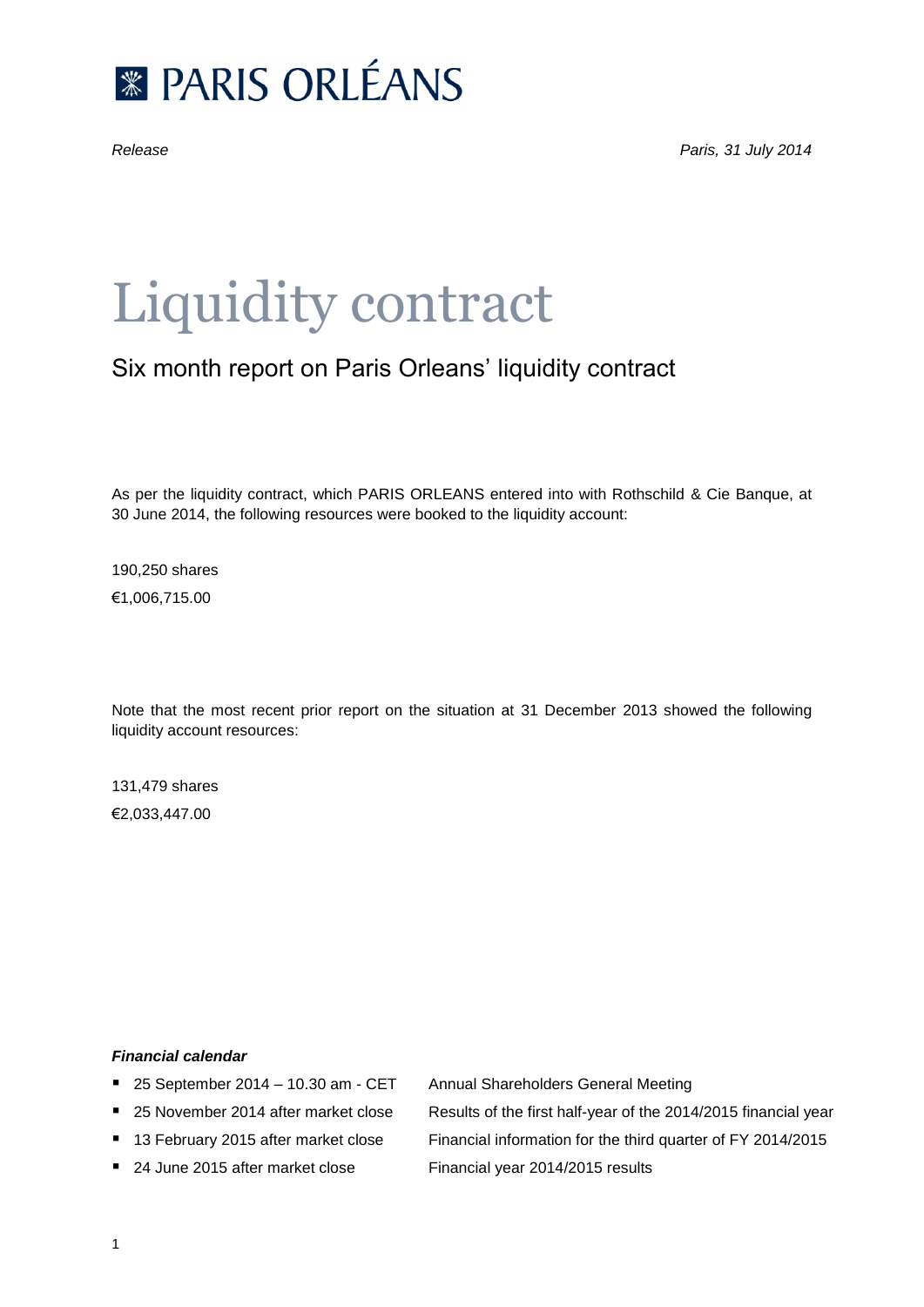PARIS ORLÉANS

*Release* *Paris, 31 July 2014*

# Liquidity contract

## Six month report on Paris Orleans' liquidity contract

As per the liquidity contract, which PARIS ORLEANS entered into with Rothschild & Cie Banque, at 30 June 2014, the following resources were booked to the liquidity account:

190,250 shares

€1,006,715.00

Note that the most recent prior report on the situation at 31 December 2013 showed the following liquidity account resources:

131,479 shares

€2,033,447.00

***Financial calendar***

- 25 September 2014 – 10.30 am - CET — Annual Shareholders General Meeting
- 25 November 2014 after market close — Results of the first half-year of the 2014/2015 financial year
- 13 February 2015 after market close — Financial information for the third quarter of FY 2014/2015
- 24 June 2015 after market close — Financial year 2014/2015 results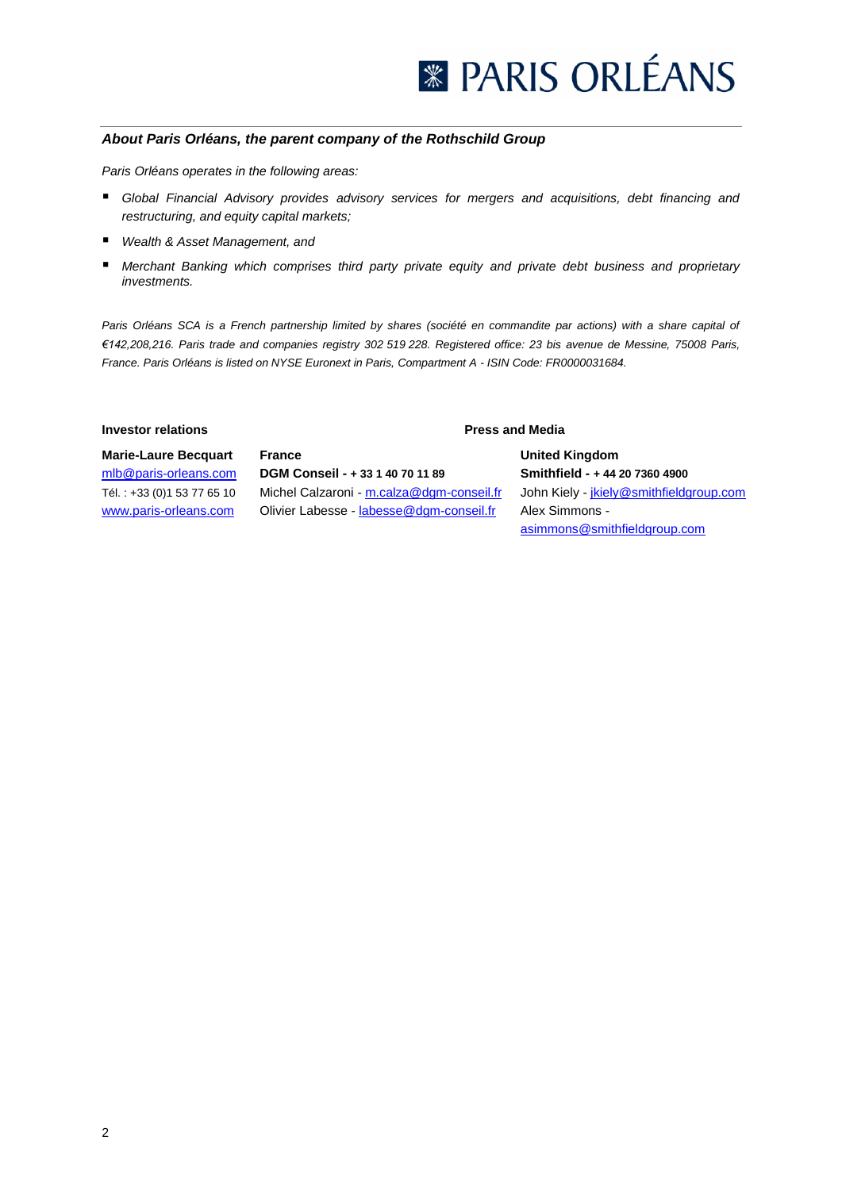### *About Paris Orléans, the parent company of the Rothschild Group*

*Paris Orléans operates in the following areas:*

- *Global Financial Advisory provides advisory services for mergers and acquisitions, debt financing and restructuring, and equity capital markets;*
- *Wealth & Asset Management, and*
- *Merchant Banking which comprises third party private equity and private debt business and proprietary investments.*

*Paris Orléans SCA is a French partnership limited by shares (société en commandite par actions) with a share capital of €142,208,216. Paris trade and companies registry 302 519 228. Registered office: 23 bis avenue de Messine, 75008 Paris, France. Paris Orléans is listed on NYSE Euronext in Paris, Compartment A - ISIN Code: FR0000031684.*

**Investor relations**

**Marie-Laure Becquart**
mlb@paris-orleans.com
Tél. : +33 (0)1 53 77 65 10
www.paris-orleans.com

**Press and Media**

**France**
**DGM Conseil - + 33 1 40 70 11 89**
Michel Calzaroni - m.calza@dgm-conseil.fr
Olivier Labesse - labesse@dgm-conseil.fr

**United Kingdom**
**Smithfield - + 44 20 7360 4900**
John Kiely - jkiely@smithfieldgroup.com
Alex Simmons - asimmons@smithfieldgroup.com